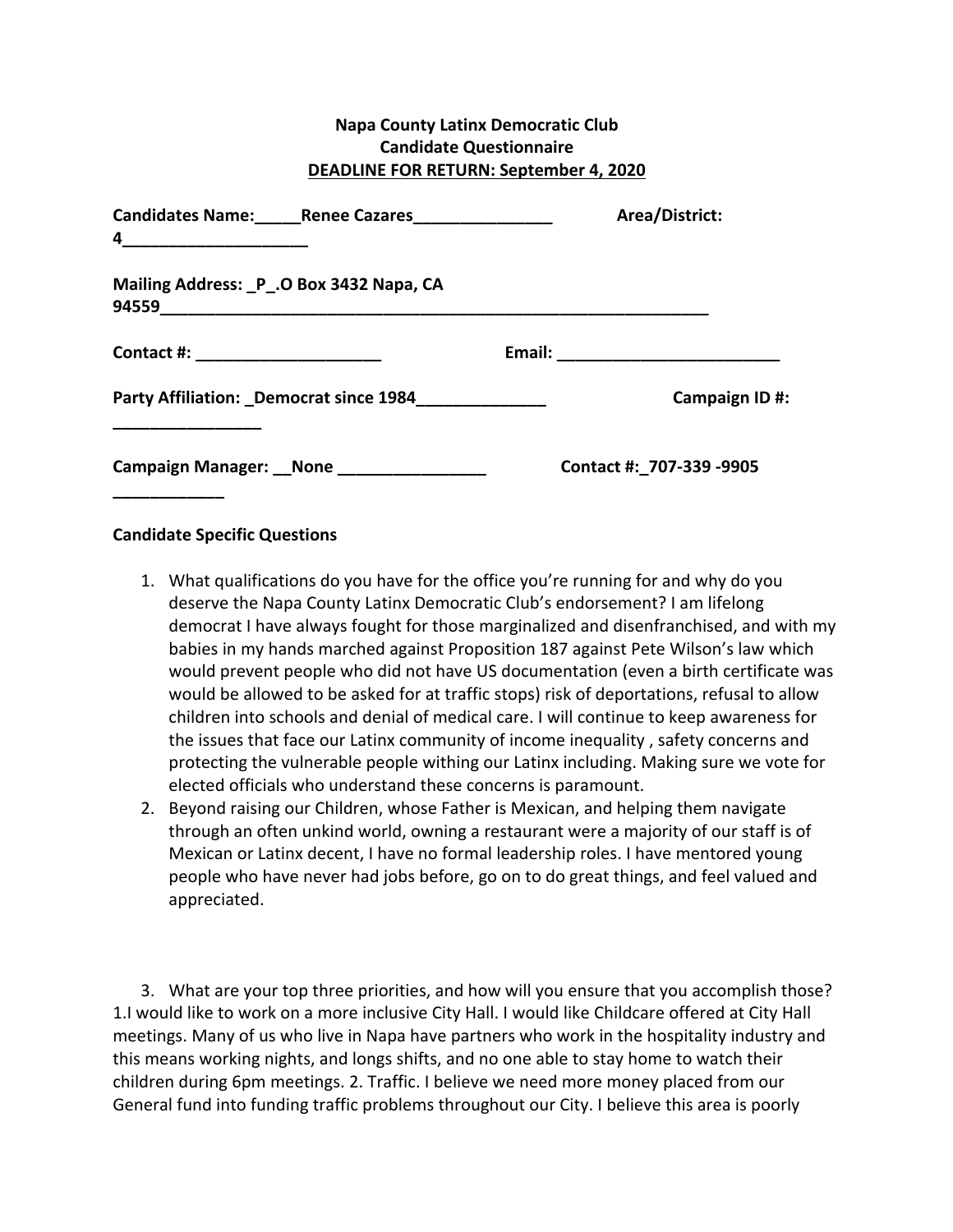**Napa County Latinx Democratic Club**
**Candidate Questionnaire**
**DEADLINE FOR RETURN: September 4, 2020**

**Candidates Name:_____Renee Cazares_______________ Area/District: 4____________________**

**Mailing Address: _P_.O Box 3432 Napa, CA 94559_______________________________________________________________**

**Contact #: ____________________ Email: _________________________**

**Party Affiliation: _Democrat since 1984______________ Campaign ID #: ________________**

**Campaign Manager: __None ________________ Contact #:_707-339 -9905 ____________**

**Candidate Specific Questions**

1. What qualifications do you have for the office you're running for and why do you deserve the Napa County Latinx Democratic Club's endorsement? I am lifelong democrat I have always fought for those marginalized and disenfranchised, and with my babies in my hands marched against Proposition 187 against Pete Wilson's law which would prevent people who did not have US documentation (even a birth certificate was would be allowed to be asked for at traffic stops) risk of deportations, refusal to allow children into schools and denial of medical care. I will continue to keep awareness for the issues that face our Latinx community of income inequality , safety concerns and protecting the vulnerable people withing our Latinx including. Making sure we vote for elected officials who understand these concerns is paramount.
2. Beyond raising our Children, whose Father is Mexican, and helping them navigate through an often unkind world, owning a restaurant were a majority of our staff is of Mexican or Latinx decent, I have no formal leadership roles. I have mentored young people who have never had jobs before, go on to do great things, and feel valued and appreciated.

3. What are your top three priorities, and how will you ensure that you accomplish those? 1.I would like to work on a more inclusive City Hall. I would like Childcare offered at City Hall meetings. Many of us who live in Napa have partners who work in the hospitality industry and this means working nights, and longs shifts, and no one able to stay home to watch their children during 6pm meetings. 2. Traffic. I believe we need more money placed from our General fund into funding traffic problems throughout our City. I believe this area is poorly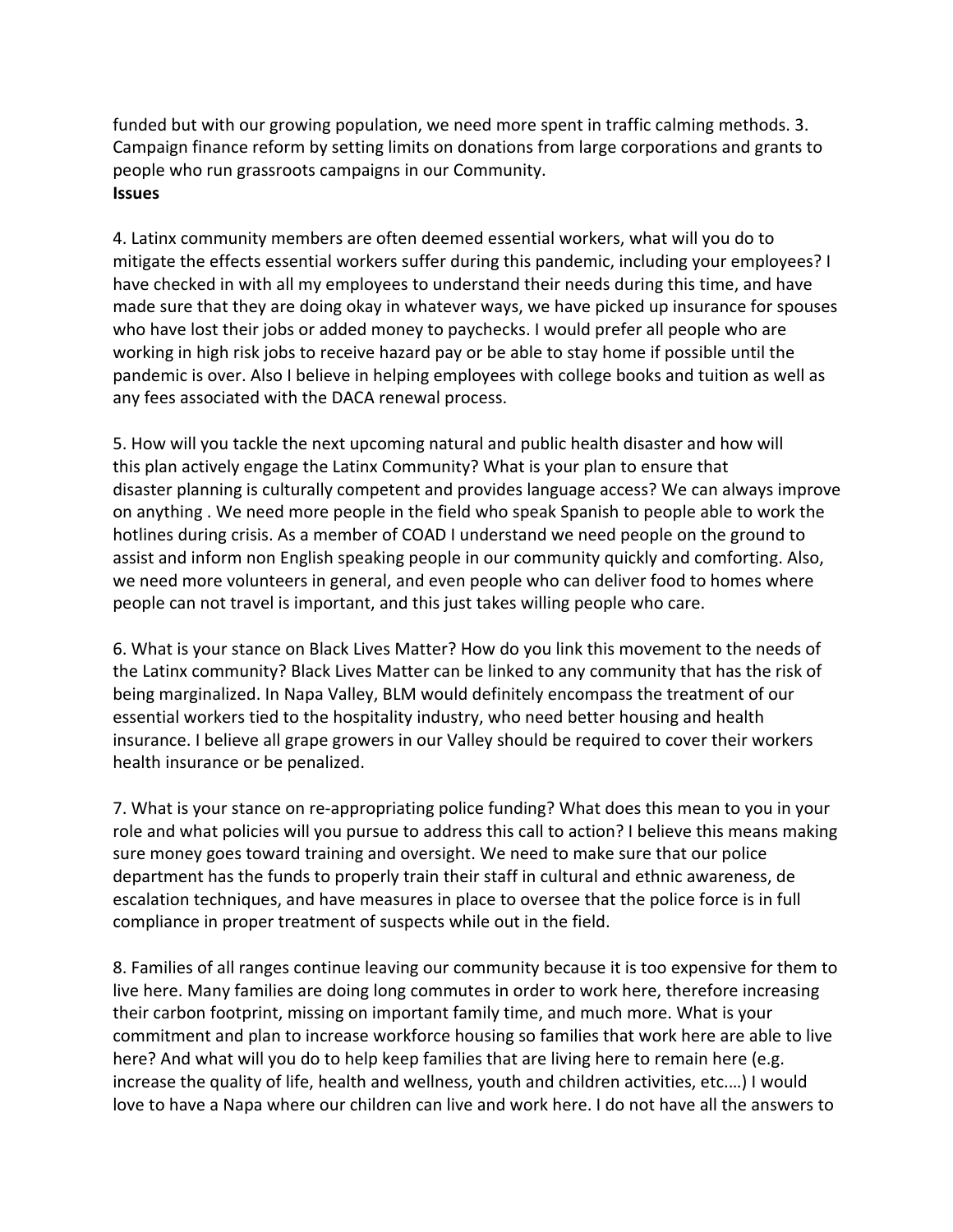funded but with our growing population, we need more spent in traffic calming methods. 3. Campaign finance reform by setting limits on donations from large corporations and grants to people who run grassroots campaigns in our Community.

**Issues**

4. Latinx community members are often deemed essential workers, what will you do to mitigate the effects essential workers suffer during this pandemic, including your employees? I have checked in with all my employees to understand their needs during this time, and have made sure that they are doing okay in whatever ways, we have picked up insurance for spouses who have lost their jobs or added money to paychecks. I would prefer all people who are working in high risk jobs to receive hazard pay or be able to stay home if possible until the pandemic is over. Also I believe in helping employees with college books and tuition as well as any fees associated with the DACA renewal process.

5. How will you tackle the next upcoming natural and public health disaster and how will this plan actively engage the Latinx Community? What is your plan to ensure that disaster planning is culturally competent and provides language access? We can always improve on anything . We need more people in the field who speak Spanish to people able to work the hotlines during crisis. As a member of COAD I understand we need people on the ground to assist and inform non English speaking people in our community quickly and comforting. Also, we need more volunteers in general, and even people who can deliver food to homes where people can not travel is important, and this just takes willing people who care.

6. What is your stance on Black Lives Matter? How do you link this movement to the needs of the Latinx community? Black Lives Matter can be linked to any community that has the risk of being marginalized. In Napa Valley, BLM would definitely encompass the treatment of our essential workers tied to the hospitality industry, who need better housing and health insurance. I believe all grape growers in our Valley should be required to cover their workers health insurance or be penalized.

7. What is your stance on re-appropriating police funding? What does this mean to you in your role and what policies will you pursue to address this call to action? I believe this means making sure money goes toward training and oversight. We need to make sure that our police department has the funds to properly train their staff in cultural and ethnic awareness, de escalation techniques, and have measures in place to oversee that the police force is in full compliance in proper treatment of suspects while out in the field.

8. Families of all ranges continue leaving our community because it is too expensive for them to live here. Many families are doing long commutes in order to work here, therefore increasing their carbon footprint, missing on important family time, and much more. What is your commitment and plan to increase workforce housing so families that work here are able to live here? And what will you do to help keep families that are living here to remain here (e.g. increase the quality of life, health and wellness, youth and children activities, etc.…) I would love to have a Napa where our children can live and work here. I do not have all the answers to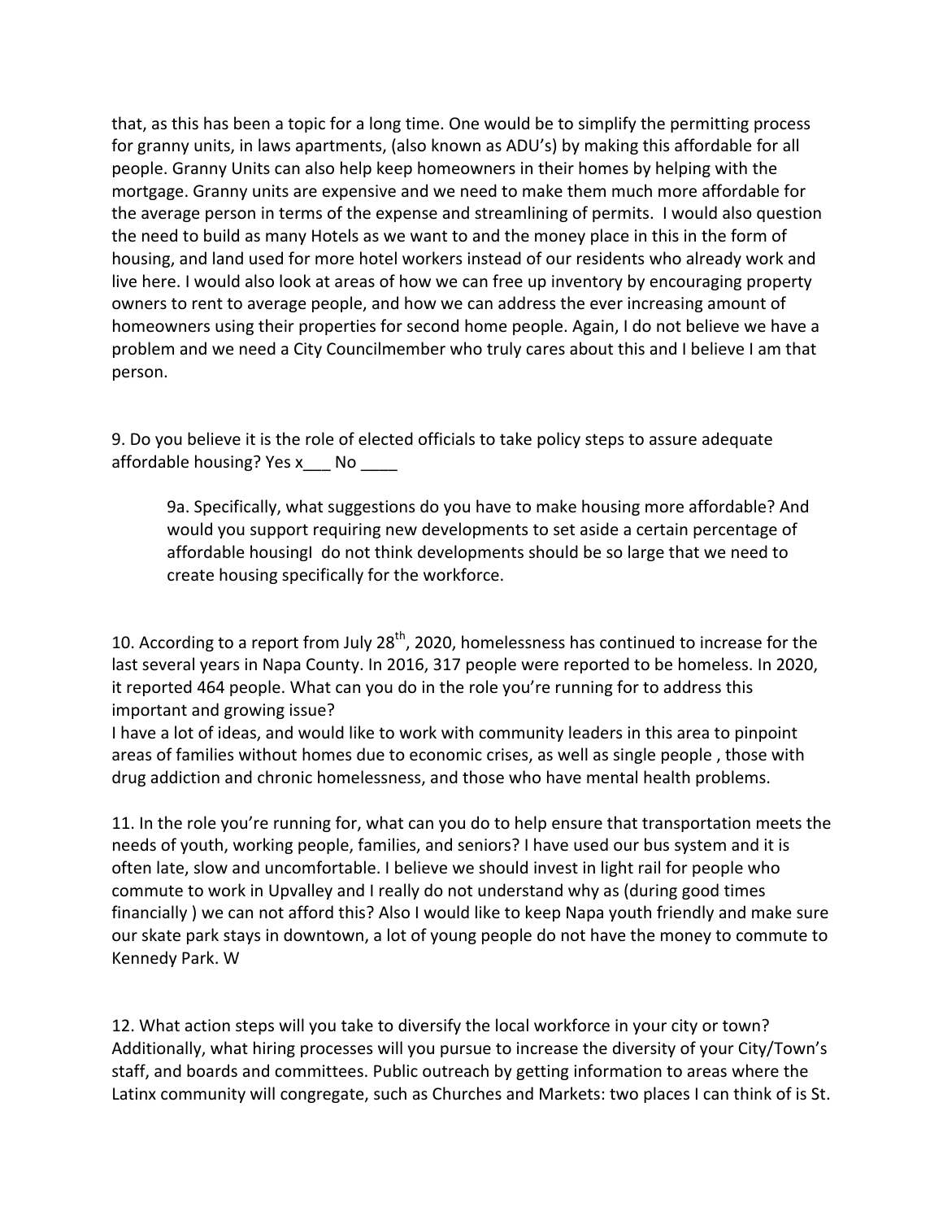that, as this has been a topic for a long time. One would be to simplify the permitting process for granny units, in laws apartments, (also known as ADU's) by making this affordable for all people. Granny Units can also help keep homeowners in their homes by helping with the mortgage. Granny units are expensive and we need to make them much more affordable for the average person in terms of the expense and streamlining of permits. I would also question the need to build as many Hotels as we want to and the money place in this in the form of housing, and land used for more hotel workers instead of our residents who already work and live here. I would also look at areas of how we can free up inventory by encouraging property owners to rent to average people, and how we can address the ever increasing amount of homeowners using their properties for second home people. Again, I do not believe we have a problem and we need a City Councilmember who truly cares about this and I believe I am that person.

9. Do you believe it is the role of elected officials to take policy steps to assure adequate affordable housing? Yes x___ No ____

> 9a. Specifically, what suggestions do you have to make housing more affordable? And would you support requiring new developments to set aside a certain percentage of affordable housingI do not think developments should be so large that we need to create housing specifically for the workforce.

10. According to a report from July 28th, 2020, homelessness has continued to increase for the last several years in Napa County. In 2016, 317 people were reported to be homeless. In 2020, it reported 464 people. What can you do in the role you're running for to address this important and growing issue?
I have a lot of ideas, and would like to work with community leaders in this area to pinpoint areas of families without homes due to economic crises, as well as single people , those with drug addiction and chronic homelessness, and those who have mental health problems.

11. In the role you're running for, what can you do to help ensure that transportation meets the needs of youth, working people, families, and seniors? I have used our bus system and it is often late, slow and uncomfortable. I believe we should invest in light rail for people who commute to work in Upvalley and I really do not understand why as (during good times financially ) we can not afford this? Also I would like to keep Napa youth friendly and make sure our skate park stays in downtown, a lot of young people do not have the money to commute to Kennedy Park. W

12. What action steps will you take to diversify the local workforce in your city or town? Additionally, what hiring processes will you pursue to increase the diversity of your City/Town's staff, and boards and committees. Public outreach by getting information to areas where the Latinx community will congregate, such as Churches and Markets: two places I can think of is St.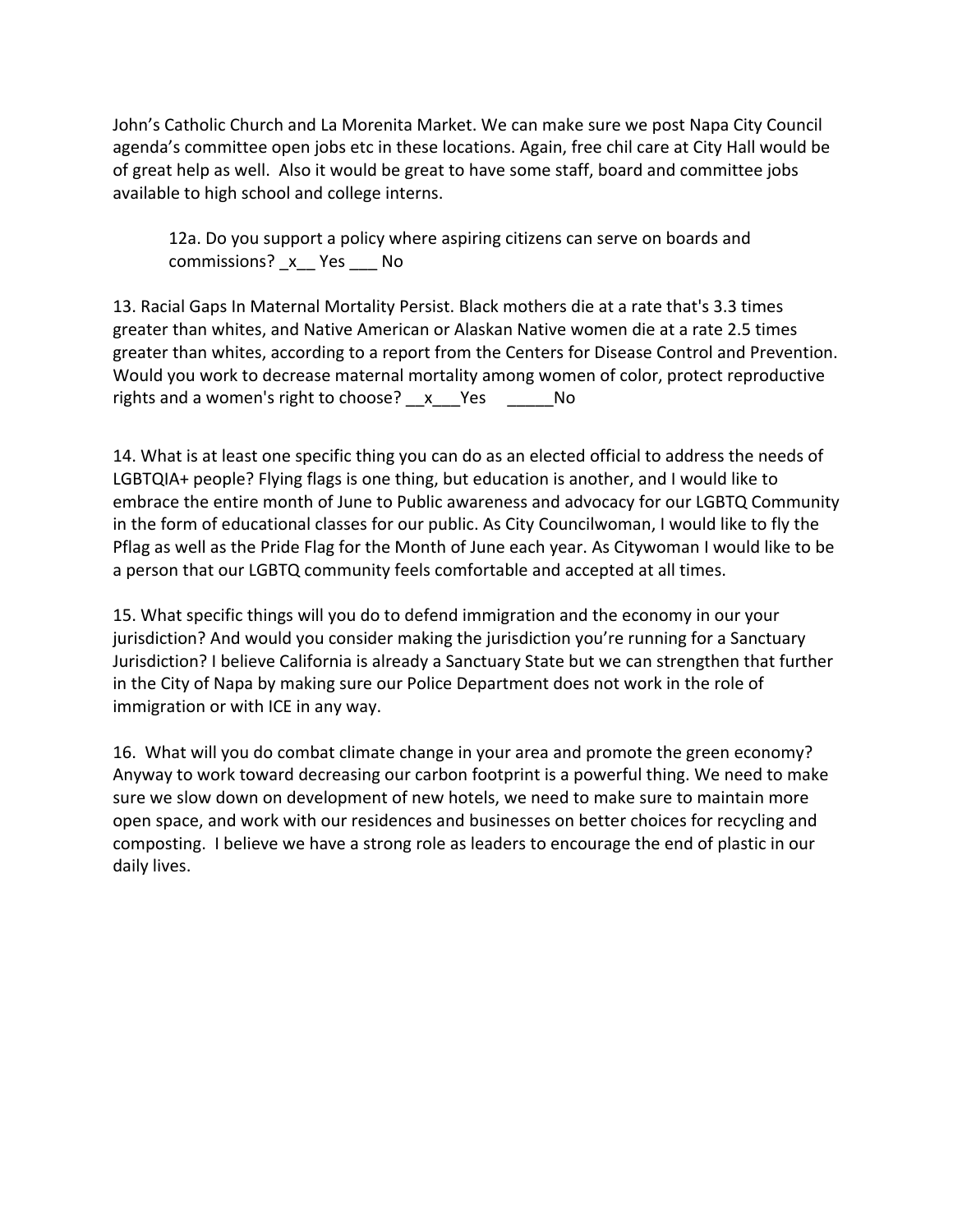John's Catholic Church and La Morenita Market. We can make sure we post Napa City Council agenda's committee open jobs etc in these locations. Again, free chil care at City Hall would be of great help as well. Also it would be great to have some staff, board and committee jobs available to high school and college interns.

12a. Do you support a policy where aspiring citizens can serve on boards and commissions? _x__ Yes ___ No

13. Racial Gaps In Maternal Mortality Persist. Black mothers die at a rate that's 3.3 times greater than whites, and Native American or Alaskan Native women die at a rate 2.5 times greater than whites, according to a report from the Centers for Disease Control and Prevention. Would you work to decrease maternal mortality among women of color, protect reproductive rights and a women's right to choose? __x___Yes _____No

14. What is at least one specific thing you can do as an elected official to address the needs of LGBTQIA+ people? Flying flags is one thing, but education is another, and I would like to embrace the entire month of June to Public awareness and advocacy for our LGBTQ Community in the form of educational classes for our public. As City Councilwoman, I would like to fly the Pflag as well as the Pride Flag for the Month of June each year. As Citywoman I would like to be a person that our LGBTQ community feels comfortable and accepted at all times.

15. What specific things will you do to defend immigration and the economy in our your jurisdiction? And would you consider making the jurisdiction you're running for a Sanctuary Jurisdiction? I believe California is already a Sanctuary State but we can strengthen that further in the City of Napa by making sure our Police Department does not work in the role of immigration or with ICE in any way.

16. What will you do combat climate change in your area and promote the green economy? Anyway to work toward decreasing our carbon footprint is a powerful thing. We need to make sure we slow down on development of new hotels, we need to make sure to maintain more open space, and work with our residences and businesses on better choices for recycling and composting. I believe we have a strong role as leaders to encourage the end of plastic in our daily lives.